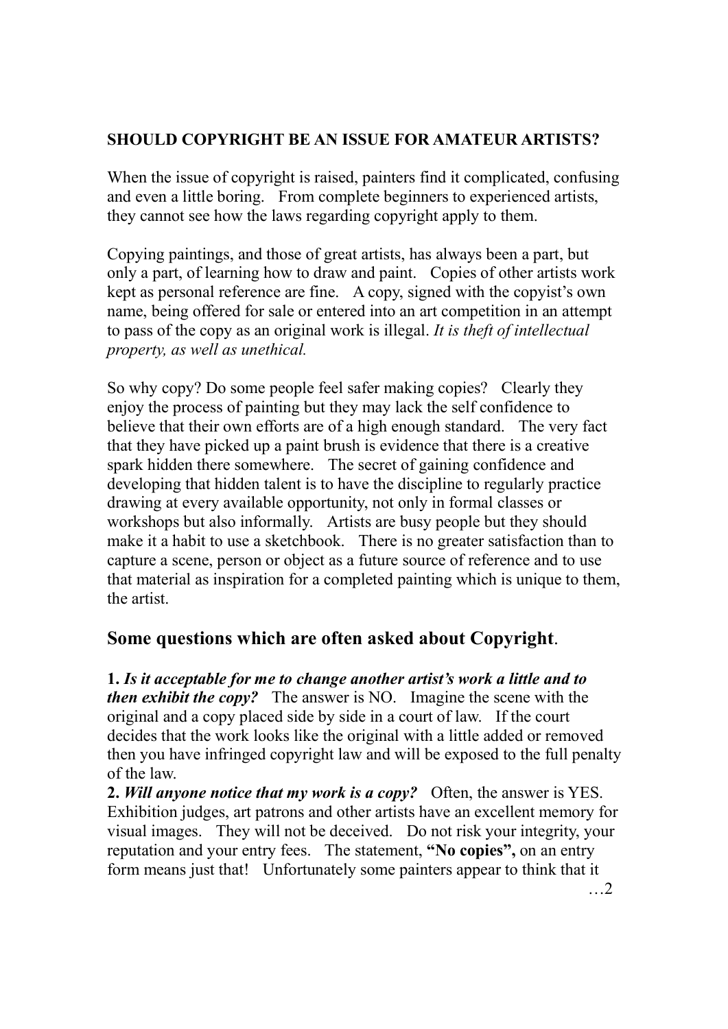**SHOULD COPYRIGHT BE AN ISSUE FOR AMATEUR ARTISTS?**

When the issue of copyright is raised, painters find it complicated, confusing and even a little boring. From complete beginners to experienced artists, they cannot see how the laws regarding copyright apply to them.

Copying paintings, and those of great artists, has always been a part, but only a part, of learning how to draw and paint. Copies of other artists work kept as personal reference are fine. A copy, signed with the copyist's own name, being offered for sale or entered into an art competition in an attempt to pass of the copy as an original work is illegal. *It is theft of intellectual property, as well as unethical.*

So why copy? Do some people feel safer making copies? Clearly they enjoy the process of painting but they may lack the self confidence to believe that their own efforts are of a high enough standard. The very fact that they have picked up a paint brush is evidence that there is a creative spark hidden there somewhere. The secret of gaining confidence and developing that hidden talent is to have the discipline to regularly practice drawing at every available opportunity, not only in formal classes or workshops but also informally. Artists are busy people but they should make it a habit to use a sketchbook. There is no greater satisfaction than to capture a scene, person or object as a future source of reference and to use that material as inspiration for a completed painting which is unique to them, the artist.

## Some questions which are often asked about Copyright.

**1.** ***Is it acceptable for me to change another artist's work a little and to then exhibit the copy?*** The answer is NO. Imagine the scene with the original and a copy placed side by side in a court of law. If the court decides that the work looks like the original with a little added or removed then you have infringed copyright law and will be exposed to the full penalty of the law.

**2.** ***Will anyone notice that my work is a copy?*** Often, the answer is YES. Exhibition judges, art patrons and other artists have an excellent memory for visual images. They will not be deceived. Do not risk your integrity, your reputation and your entry fees. The statement, **"No copies",** on an entry form means just that! Unfortunately some painters appear to think that it

…2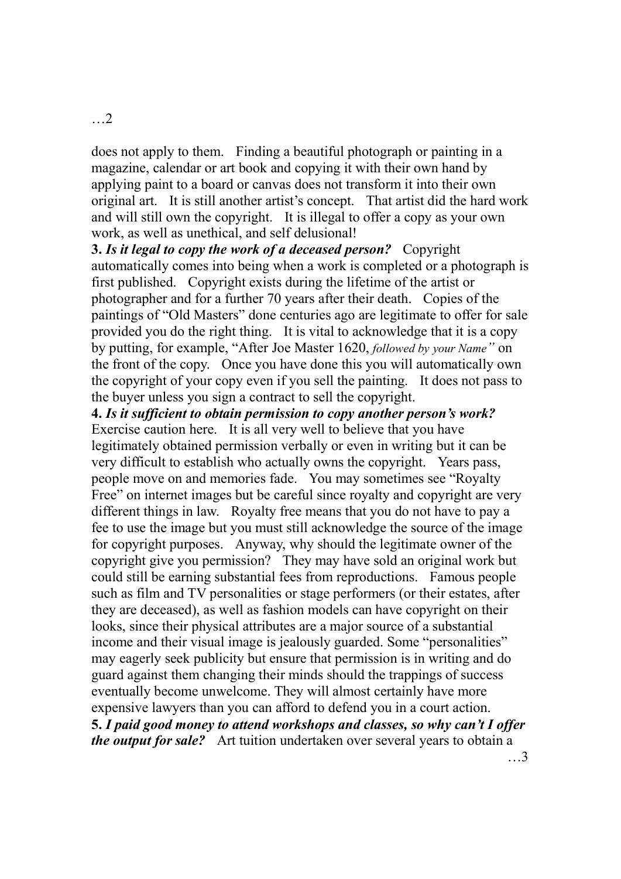does not apply to them. Finding a beautiful photograph or painting in a magazine, calendar or art book and copying it with their own hand by applying paint to a board or canvas does not transform it into their own original art. It is still another artist's concept. That artist did the hard work and will still own the copyright. It is illegal to offer a copy as your own work, as well as unethical, and self delusional!

**3.** ***Is it legal to copy the work of a deceased person?*** Copyright automatically comes into being when a work is completed or a photograph is first published. Copyright exists during the lifetime of the artist or photographer and for a further 70 years after their death. Copies of the paintings of "Old Masters" done centuries ago are legitimate to offer for sale provided you do the right thing. It is vital to acknowledge that it is a copy by putting, for example, "After Joe Master 1620, *followed by your Name"* on the front of the copy. Once you have done this you will automatically own the copyright of your copy even if you sell the painting. It does not pass to the buyer unless you sign a contract to sell the copyright.

**4.** ***Is it sufficient to obtain permission to copy another person's work?*** Exercise caution here. It is all very well to believe that you have legitimately obtained permission verbally or even in writing but it can be very difficult to establish who actually owns the copyright. Years pass, people move on and memories fade. You may sometimes see "Royalty Free" on internet images but be careful since royalty and copyright are very different things in law. Royalty free means that you do not have to pay a fee to use the image but you must still acknowledge the source of the image for copyright purposes. Anyway, why should the legitimate owner of the copyright give you permission? They may have sold an original work but could still be earning substantial fees from reproductions. Famous people such as film and TV personalities or stage performers (or their estates, after they are deceased), as well as fashion models can have copyright on their looks, since their physical attributes are a major source of a substantial income and their visual image is jealously guarded. Some "personalities" may eagerly seek publicity but ensure that permission is in writing and do guard against them changing their minds should the trappings of success eventually become unwelcome. They will almost certainly have more expensive lawyers than you can afford to defend you in a court action.

**5.** ***I paid good money to attend workshops and classes, so why can't I offer the output for sale?*** Art tuition undertaken over several years to obtain a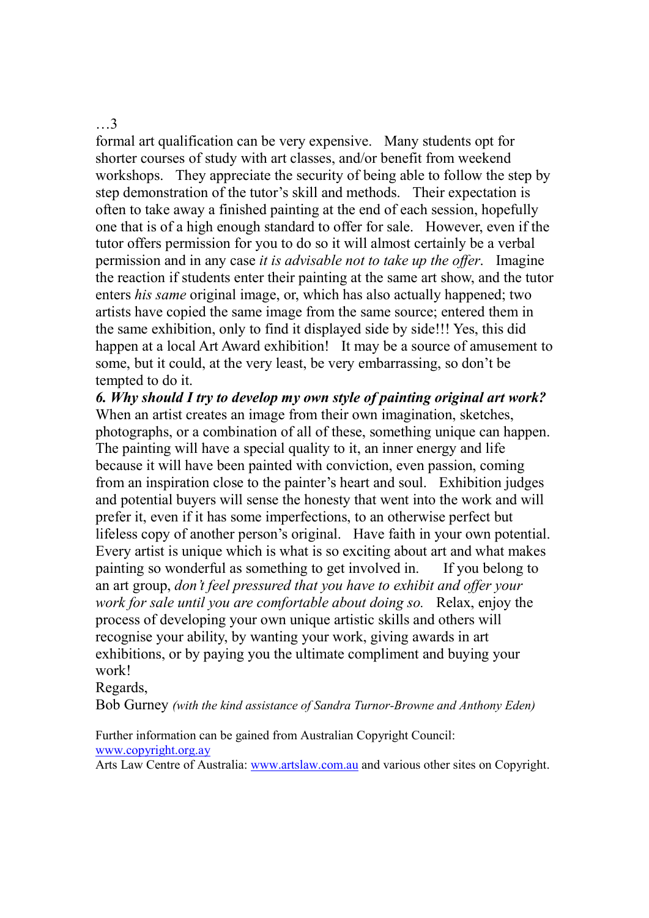…3

formal art qualification can be very expensive. Many students opt for shorter courses of study with art classes, and/or benefit from weekend workshops. They appreciate the security of being able to follow the step by step demonstration of the tutor's skill and methods. Their expectation is often to take away a finished painting at the end of each session, hopefully one that is of a high enough standard to offer for sale. However, even if the tutor offers permission for you to do so it will almost certainly be a verbal permission and in any case *it is advisable not to take up the offer.* Imagine the reaction if students enter their painting at the same art show, and the tutor enters *his same* original image, or, which has also actually happened; two artists have copied the same image from the same source; entered them in the same exhibition, only to find it displayed side by side!!! Yes, this did happen at a local Art Award exhibition! It may be a source of amusement to some, but it could, at the very least, be very embarrassing, so don't be tempted to do it.

***6. Why should I try to develop my own style of painting original art work?***

When an artist creates an image from their own imagination, sketches, photographs, or a combination of all of these, something unique can happen. The painting will have a special quality to it, an inner energy and life because it will have been painted with conviction, even passion, coming from an inspiration close to the painter's heart and soul. Exhibition judges and potential buyers will sense the honesty that went into the work and will prefer it, even if it has some imperfections, to an otherwise perfect but lifeless copy of another person's original. Have faith in your own potential. Every artist is unique which is what is so exciting about art and what makes painting so wonderful as something to get involved in. If you belong to an art group, *don't feel pressured that you have to exhibit and offer your work for sale until you are comfortable about doing so.* Relax, enjoy the process of developing your own unique artistic skills and others will recognise your ability, by wanting your work, giving awards in art exhibitions, or by paying you the ultimate compliment and buying your work!

Regards,

Bob Gurney *(with the kind assistance of Sandra Turnor-Browne and Anthony Eden)*

Further information can be gained from Australian Copyright Council: [www.copyright.org.ay](www.copyright.org.ay)

Arts Law Centre of Australia: [www.artslaw.com.au](www.artslaw.com.au) and various other sites on Copyright.